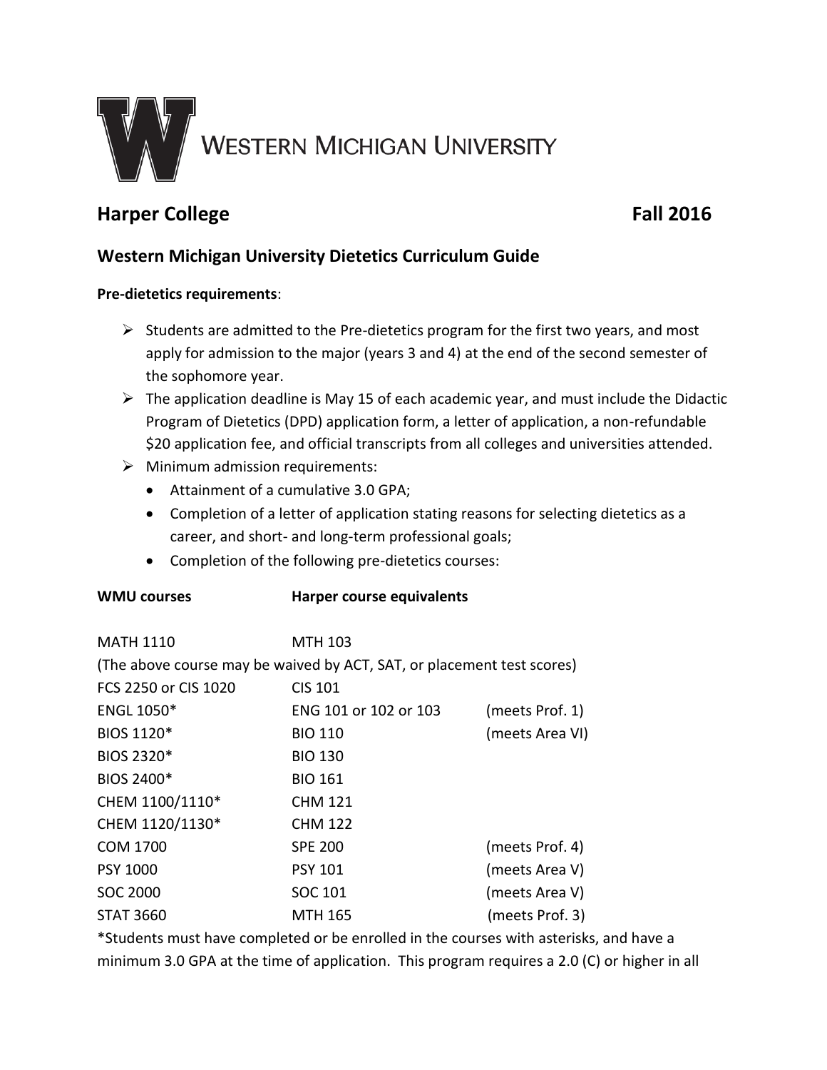# WESTERN MICHIGAN UNIVERSITY

## Harper College Fall 2016

### Western Michigan University Dietetics Curriculum Guide

**Pre-dietetics requirements**:

- Students are admitted to the Pre-dietetics program for the first two years, and most apply for admission to the major (years 3 and 4) at the end of the second semester of the sophomore year.
- The application deadline is May 15 of each academic year, and must include the Didactic Program of Dietetics (DPD) application form, a letter of application, a non-refundable $20 application fee, and official transcripts from all colleges and universities attended.
- Minimum admission requirements:
  - Attainment of a cumulative 3.0 GPA;
  - Completion of a letter of application stating reasons for selecting dietetics as a career, and short- and long-term professional goals;
  - Completion of the following pre-dietetics courses:

| WMU courses | Harper course equivalents | |
|---|---|---|
| MATH 1110 | MTH 103 | |
| (The above course may be waived by ACT, SAT, or placement test scores) | | |
| FCS 2250 or CIS 1020 | CIS 101 | |
| ENGL 1050* | ENG 101 or 102 or 103 | (meets Prof. 1) |
| BIOS 1120* | BIO 110 | (meets Area VI) |
| BIOS 2320* | BIO 130 | |
| BIOS 2400* | BIO 161 | |
| CHEM 1100/1110* | CHM 121 | |
| CHEM 1120/1130* | CHM 122 | |
| COM 1700 | SPE 200 | (meets Prof. 4) |
| PSY 1000 | PSY 101 | (meets Area V) |
| SOC 2000 | SOC 101 | (meets Area V) |
| STAT 3660 | MTH 165 | (meets Prof. 3) |

*Students must have completed or be enrolled in the courses with asterisks, and have a minimum 3.0 GPA at the time of application. This program requires a 2.0 (C) or higher in all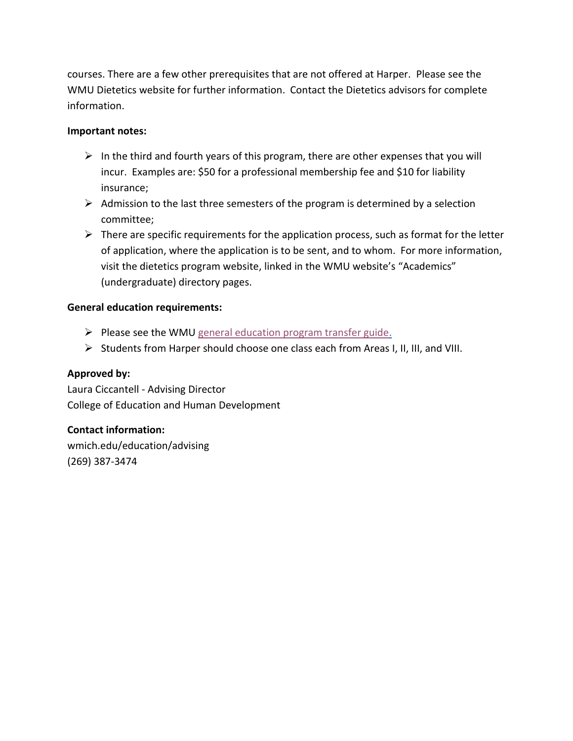courses. There are a few other prerequisites that are not offered at Harper. Please see the WMU Dietetics website for further information. Contact the Dietetics advisors for complete information.

**Important notes:**

- In the third and fourth years of this program, there are other expenses that you will incur. Examples are: $50 for a professional membership fee and $10 for liability insurance;
- Admission to the last three semesters of the program is determined by a selection committee;
- There are specific requirements for the application process, such as format for the letter of application, where the application is to be sent, and to whom. For more information, visit the dietetics program website, linked in the WMU website's "Academics" (undergraduate) directory pages.

**General education requirements:**

- Please see the WMU general education program transfer guide.
- Students from Harper should choose one class each from Areas I, II, III, and VIII.

**Approved by:**

Laura Ciccantell - Advising Director
College of Education and Human Development

**Contact information:**

wmich.edu/education/advising
(269) 387-3474